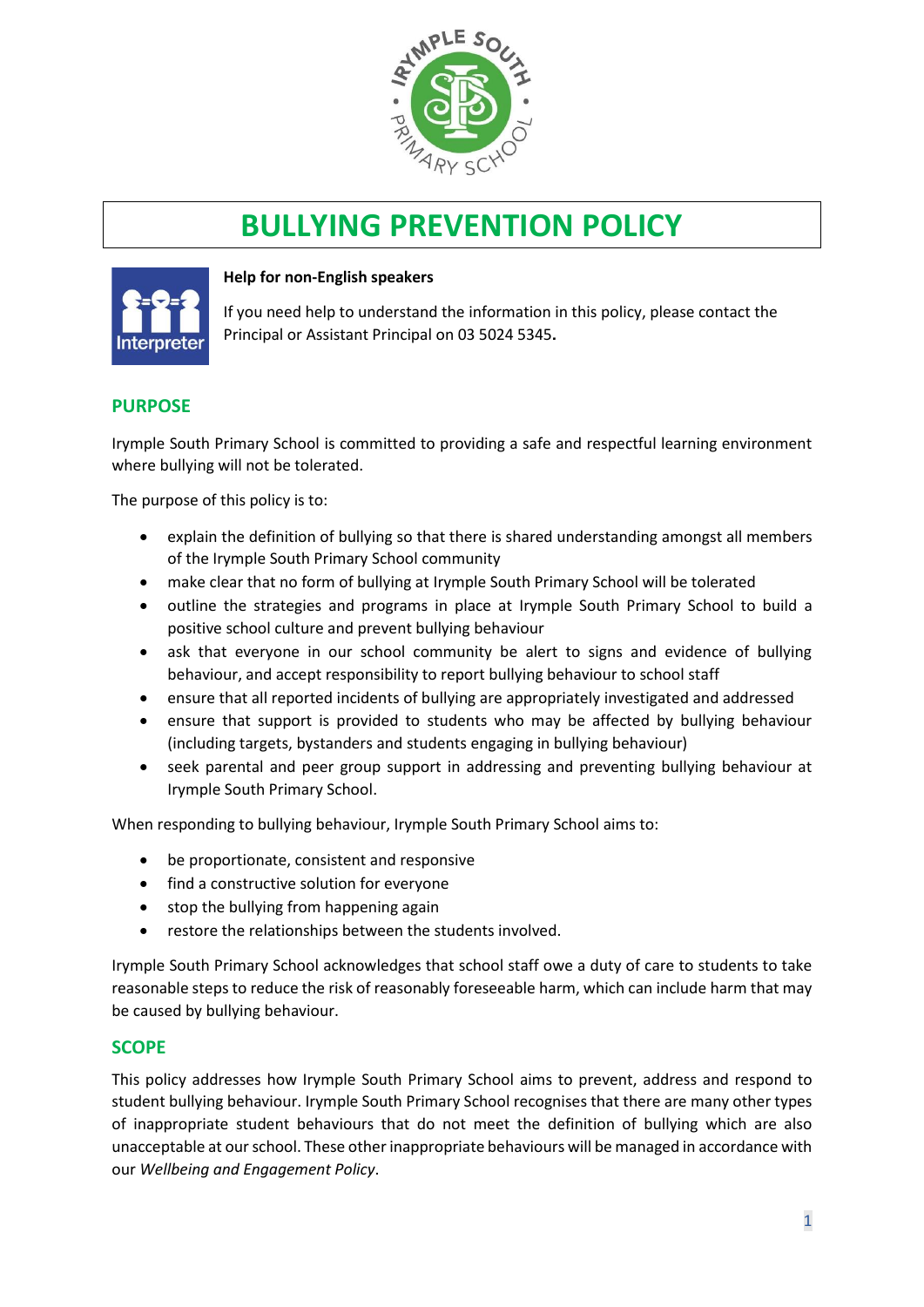# BULLYING PREVENTION POLICY

**Help for non-English speakers**

If you need help to understand the information in this policy, please contact the Principal or Assistant Principal on 03 5024 5345**.**

## PURPOSE

Irymple South Primary School is committed to providing a safe and respectful learning environment where bullying will not be tolerated.

The purpose of this policy is to:

- explain the definition of bullying so that there is shared understanding amongst all members of the Irymple South Primary School community
- make clear that no form of bullying at Irymple South Primary School will be tolerated
- outline the strategies and programs in place at Irymple South Primary School to build a positive school culture and prevent bullying behaviour
- ask that everyone in our school community be alert to signs and evidence of bullying behaviour, and accept responsibility to report bullying behaviour to school staff
- ensure that all reported incidents of bullying are appropriately investigated and addressed
- ensure that support is provided to students who may be affected by bullying behaviour (including targets, bystanders and students engaging in bullying behaviour)
- seek parental and peer group support in addressing and preventing bullying behaviour at Irymple South Primary School.

When responding to bullying behaviour, Irymple South Primary School aims to:

- be proportionate, consistent and responsive
- find a constructive solution for everyone
- stop the bullying from happening again
- restore the relationships between the students involved.

Irymple South Primary School acknowledges that school staff owe a duty of care to students to take reasonable steps to reduce the risk of reasonably foreseeable harm, which can include harm that may be caused by bullying behaviour.

## SCOPE

This policy addresses how Irymple South Primary School aims to prevent, address and respond to student bullying behaviour. Irymple South Primary School recognises that there are many other types of inappropriate student behaviours that do not meet the definition of bullying which are also unacceptable at our school. These other inappropriate behaviours will be managed in accordance with our *Wellbeing and Engagement Policy*.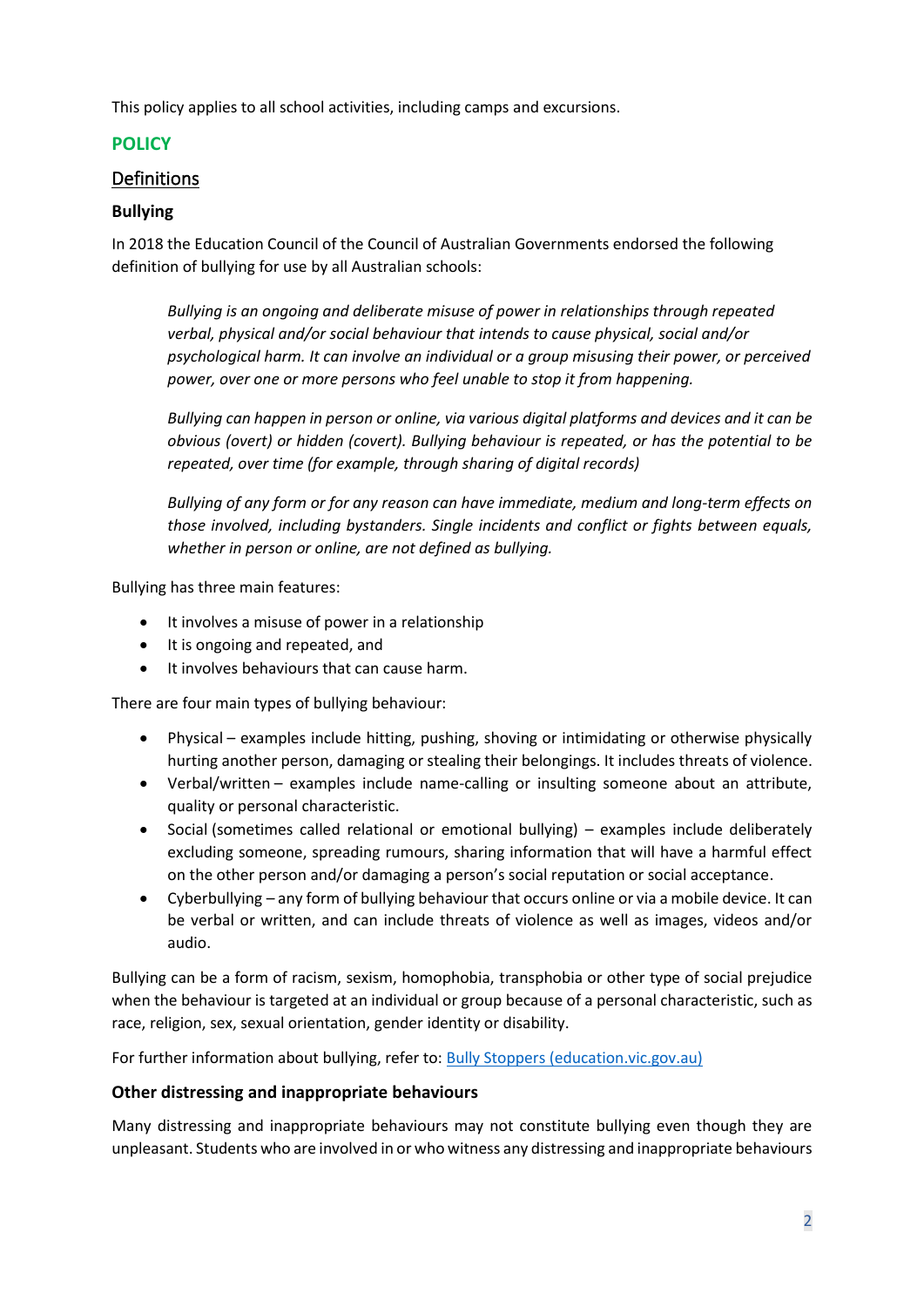This policy applies to all school activities, including camps and excursions.

## POLICY

### Definitions

#### Bullying

In 2018 the Education Council of the Council of Australian Governments endorsed the following definition of bullying for use by all Australian schools:

> *Bullying is an ongoing and deliberate misuse of power in relationships through repeated verbal, physical and/or social behaviour that intends to cause physical, social and/or psychological harm. It can involve an individual or a group misusing their power, or perceived power, over one or more persons who feel unable to stop it from happening.*
>
> *Bullying can happen in person or online, via various digital platforms and devices and it can be obvious (overt) or hidden (covert). Bullying behaviour is repeated, or has the potential to be repeated, over time (for example, through sharing of digital records)*
>
> *Bullying of any form or for any reason can have immediate, medium and long-term effects on those involved, including bystanders. Single incidents and conflict or fights between equals, whether in person or online, are not defined as bullying.*

Bullying has three main features:

- It involves a misuse of power in a relationship
- It is ongoing and repeated, and
- It involves behaviours that can cause harm.

There are four main types of bullying behaviour:

- Physical – examples include hitting, pushing, shoving or intimidating or otherwise physically hurting another person, damaging or stealing their belongings. It includes threats of violence.
- Verbal/written – examples include name-calling or insulting someone about an attribute, quality or personal characteristic.
- Social (sometimes called relational or emotional bullying) – examples include deliberately excluding someone, spreading rumours, sharing information that will have a harmful effect on the other person and/or damaging a person's social reputation or social acceptance.
- Cyberbullying – any form of bullying behaviour that occurs online or via a mobile device. It can be verbal or written, and can include threats of violence as well as images, videos and/or audio.

Bullying can be a form of racism, sexism, homophobia, transphobia or other type of social prejudice when the behaviour is targeted at an individual or group because of a personal characteristic, such as race, religion, sex, sexual orientation, gender identity or disability.

For further information about bullying, refer to: [Bully Stoppers (education.vic.gov.au)]

#### Other distressing and inappropriate behaviours

Many distressing and inappropriate behaviours may not constitute bullying even though they are unpleasant. Students who are involved in or who witness any distressing and inappropriate behaviours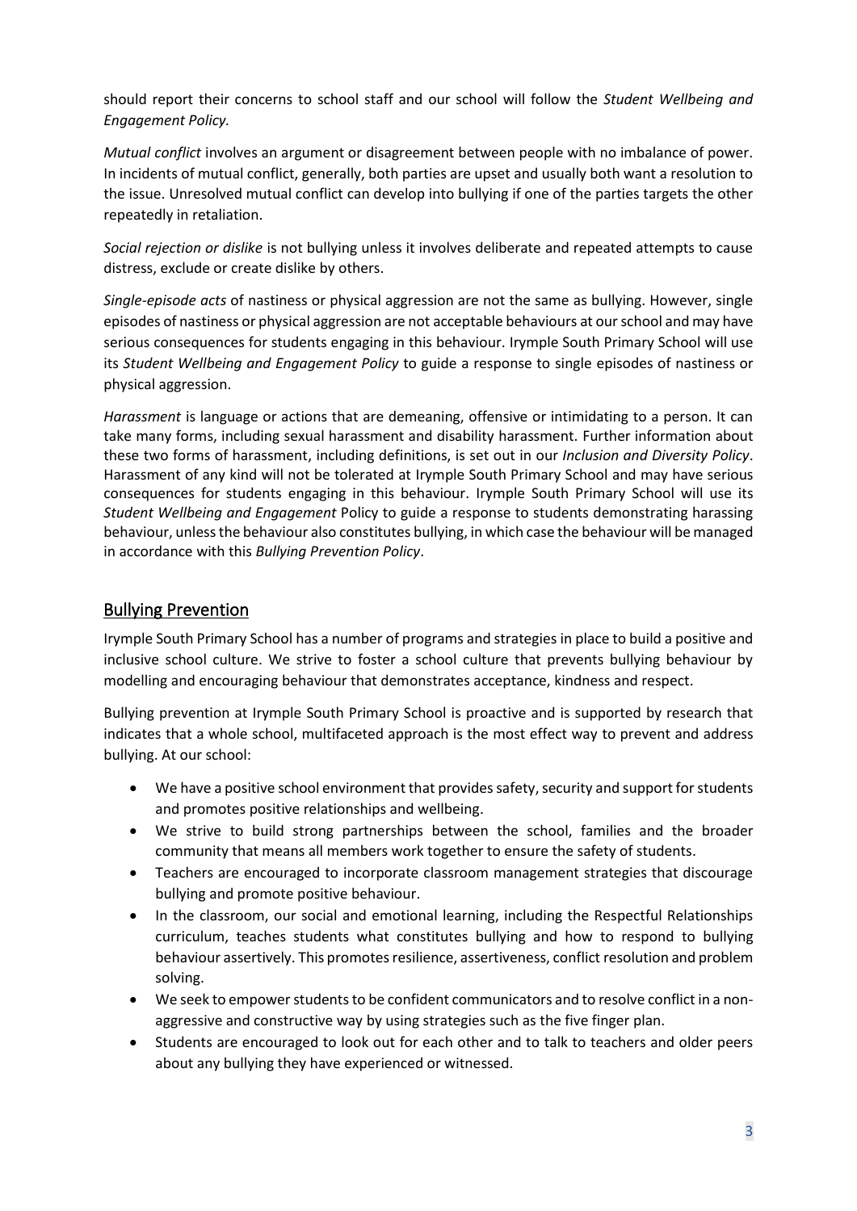should report their concerns to school staff and our school will follow the *Student Wellbeing and Engagement Policy.*

*Mutual conflict* involves an argument or disagreement between people with no imbalance of power. In incidents of mutual conflict, generally, both parties are upset and usually both want a resolution to the issue. Unresolved mutual conflict can develop into bullying if one of the parties targets the other repeatedly in retaliation.

*Social rejection or dislike* is not bullying unless it involves deliberate and repeated attempts to cause distress, exclude or create dislike by others.

*Single-episode acts* of nastiness or physical aggression are not the same as bullying. However, single episodes of nastiness or physical aggression are not acceptable behaviours at our school and may have serious consequences for students engaging in this behaviour. Irymple South Primary School will use its *Student Wellbeing and Engagement Policy* to guide a response to single episodes of nastiness or physical aggression.

*Harassment* is language or actions that are demeaning, offensive or intimidating to a person. It can take many forms, including sexual harassment and disability harassment. Further information about these two forms of harassment, including definitions, is set out in our *Inclusion and Diversity Policy*. Harassment of any kind will not be tolerated at Irymple South Primary School and may have serious consequences for students engaging in this behaviour. Irymple South Primary School will use its *Student Wellbeing and Engagement* Policy to guide a response to students demonstrating harassing behaviour, unless the behaviour also constitutes bullying, in which case the behaviour will be managed in accordance with this *Bullying Prevention Policy*.

## Bullying Prevention

Irymple South Primary School has a number of programs and strategies in place to build a positive and inclusive school culture. We strive to foster a school culture that prevents bullying behaviour by modelling and encouraging behaviour that demonstrates acceptance, kindness and respect.

Bullying prevention at Irymple South Primary School is proactive and is supported by research that indicates that a whole school, multifaceted approach is the most effect way to prevent and address bullying. At our school:

- We have a positive school environment that provides safety, security and support for students and promotes positive relationships and wellbeing.
- We strive to build strong partnerships between the school, families and the broader community that means all members work together to ensure the safety of students.
- Teachers are encouraged to incorporate classroom management strategies that discourage bullying and promote positive behaviour.
- In the classroom, our social and emotional learning, including the Respectful Relationships curriculum, teaches students what constitutes bullying and how to respond to bullying behaviour assertively. This promotes resilience, assertiveness, conflict resolution and problem solving.
- We seek to empower students to be confident communicators and to resolve conflict in a non-aggressive and constructive way by using strategies such as the five finger plan.
- Students are encouraged to look out for each other and to talk to teachers and older peers about any bullying they have experienced or witnessed.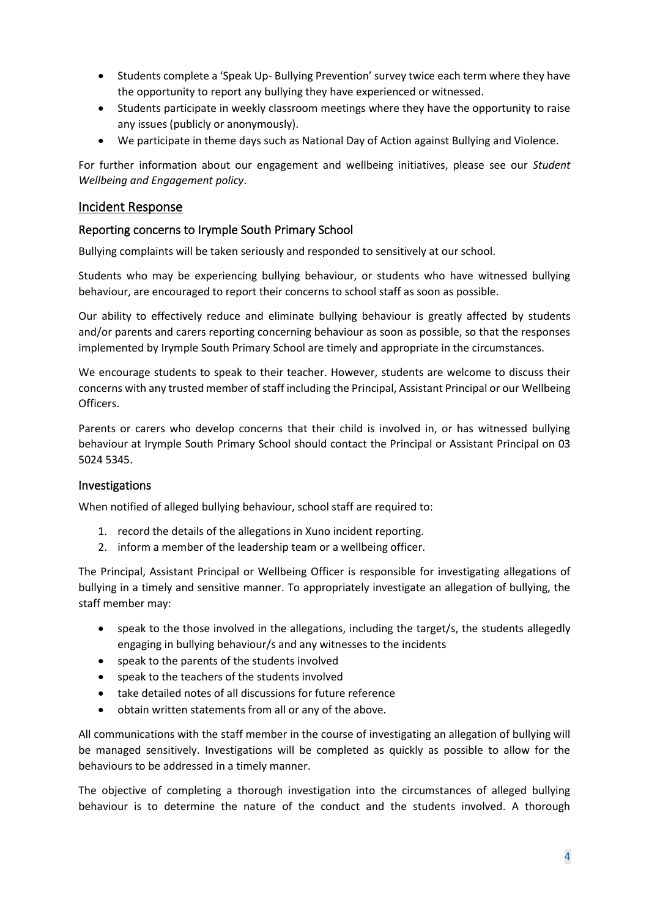- Students complete a 'Speak Up- Bullying Prevention' survey twice each term where they have the opportunity to report any bullying they have experienced or witnessed.
- Students participate in weekly classroom meetings where they have the opportunity to raise any issues (publicly or anonymously).
- We participate in theme days such as National Day of Action against Bullying and Violence.

For further information about our engagement and wellbeing initiatives, please see our *Student Wellbeing and Engagement policy*.

## Incident Response

### Reporting concerns to Irymple South Primary School

Bullying complaints will be taken seriously and responded to sensitively at our school.

Students who may be experiencing bullying behaviour, or students who have witnessed bullying behaviour, are encouraged to report their concerns to school staff as soon as possible.

Our ability to effectively reduce and eliminate bullying behaviour is greatly affected by students and/or parents and carers reporting concerning behaviour as soon as possible, so that the responses implemented by Irymple South Primary School are timely and appropriate in the circumstances.

We encourage students to speak to their teacher. However, students are welcome to discuss their concerns with any trusted member of staff including the Principal, Assistant Principal or our Wellbeing Officers.

Parents or carers who develop concerns that their child is involved in, or has witnessed bullying behaviour at Irymple South Primary School should contact the Principal or Assistant Principal on 03 5024 5345.

### Investigations

When notified of alleged bullying behaviour, school staff are required to:

1. record the details of the allegations in Xuno incident reporting.
2. inform a member of the leadership team or a wellbeing officer.

The Principal, Assistant Principal or Wellbeing Officer is responsible for investigating allegations of bullying in a timely and sensitive manner. To appropriately investigate an allegation of bullying, the staff member may:

- speak to the those involved in the allegations, including the target/s, the students allegedly engaging in bullying behaviour/s and any witnesses to the incidents
- speak to the parents of the students involved
- speak to the teachers of the students involved
- take detailed notes of all discussions for future reference
- obtain written statements from all or any of the above.

All communications with the staff member in the course of investigating an allegation of bullying will be managed sensitively. Investigations will be completed as quickly as possible to allow for the behaviours to be addressed in a timely manner.

The objective of completing a thorough investigation into the circumstances of alleged bullying behaviour is to determine the nature of the conduct and the students involved. A thorough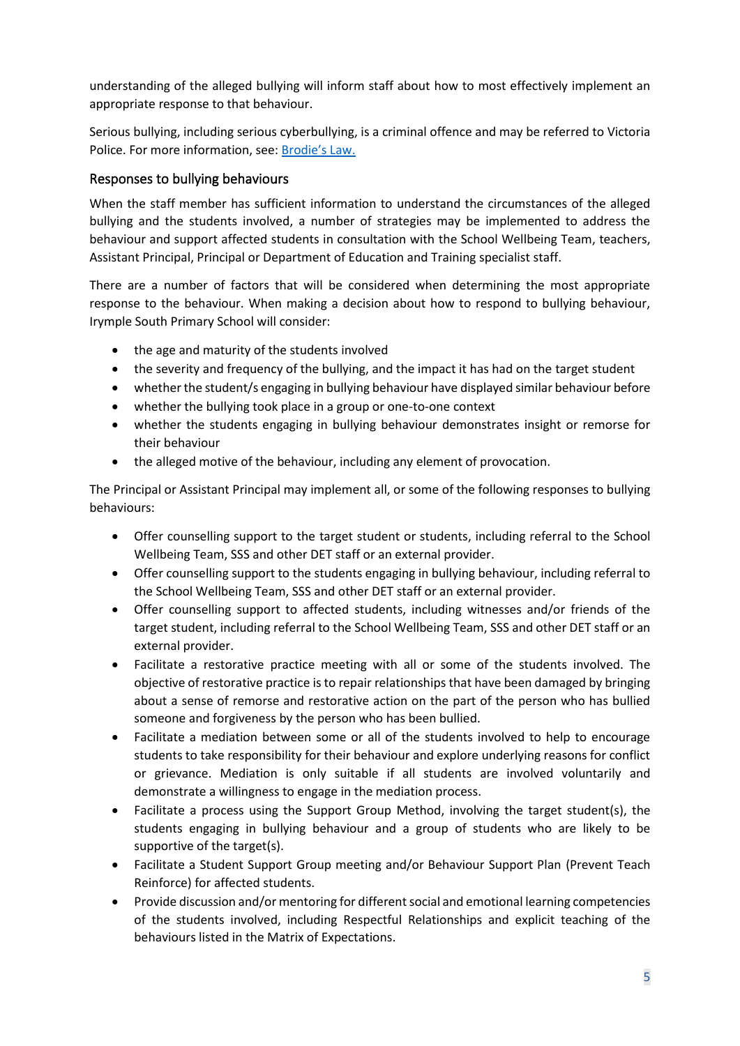understanding of the alleged bullying will inform staff about how to most effectively implement an appropriate response to that behaviour.

Serious bullying, including serious cyberbullying, is a criminal offence and may be referred to Victoria Police. For more information, see: [Brodie's Law.](#)

### Responses to bullying behaviours

When the staff member has sufficient information to understand the circumstances of the alleged bullying and the students involved, a number of strategies may be implemented to address the behaviour and support affected students in consultation with the School Wellbeing Team, teachers, Assistant Principal, Principal or Department of Education and Training specialist staff.

There are a number of factors that will be considered when determining the most appropriate response to the behaviour. When making a decision about how to respond to bullying behaviour, Irymple South Primary School will consider:

- the age and maturity of the students involved
- the severity and frequency of the bullying, and the impact it has had on the target student
- whether the student/s engaging in bullying behaviour have displayed similar behaviour before
- whether the bullying took place in a group or one-to-one context
- whether the students engaging in bullying behaviour demonstrates insight or remorse for their behaviour
- the alleged motive of the behaviour, including any element of provocation.

The Principal or Assistant Principal may implement all, or some of the following responses to bullying behaviours:

- Offer counselling support to the target student or students, including referral to the School Wellbeing Team, SSS and other DET staff or an external provider.
- Offer counselling support to the students engaging in bullying behaviour, including referral to the School Wellbeing Team, SSS and other DET staff or an external provider.
- Offer counselling support to affected students, including witnesses and/or friends of the target student, including referral to the School Wellbeing Team, SSS and other DET staff or an external provider.
- Facilitate a restorative practice meeting with all or some of the students involved. The objective of restorative practice is to repair relationships that have been damaged by bringing about a sense of remorse and restorative action on the part of the person who has bullied someone and forgiveness by the person who has been bullied.
- Facilitate a mediation between some or all of the students involved to help to encourage students to take responsibility for their behaviour and explore underlying reasons for conflict or grievance. Mediation is only suitable if all students are involved voluntarily and demonstrate a willingness to engage in the mediation process.
- Facilitate a process using the Support Group Method, involving the target student(s), the students engaging in bullying behaviour and a group of students who are likely to be supportive of the target(s).
- Facilitate a Student Support Group meeting and/or Behaviour Support Plan (Prevent Teach Reinforce) for affected students.
- Provide discussion and/or mentoring for different social and emotional learning competencies of the students involved, including Respectful Relationships and explicit teaching of the behaviours listed in the Matrix of Expectations.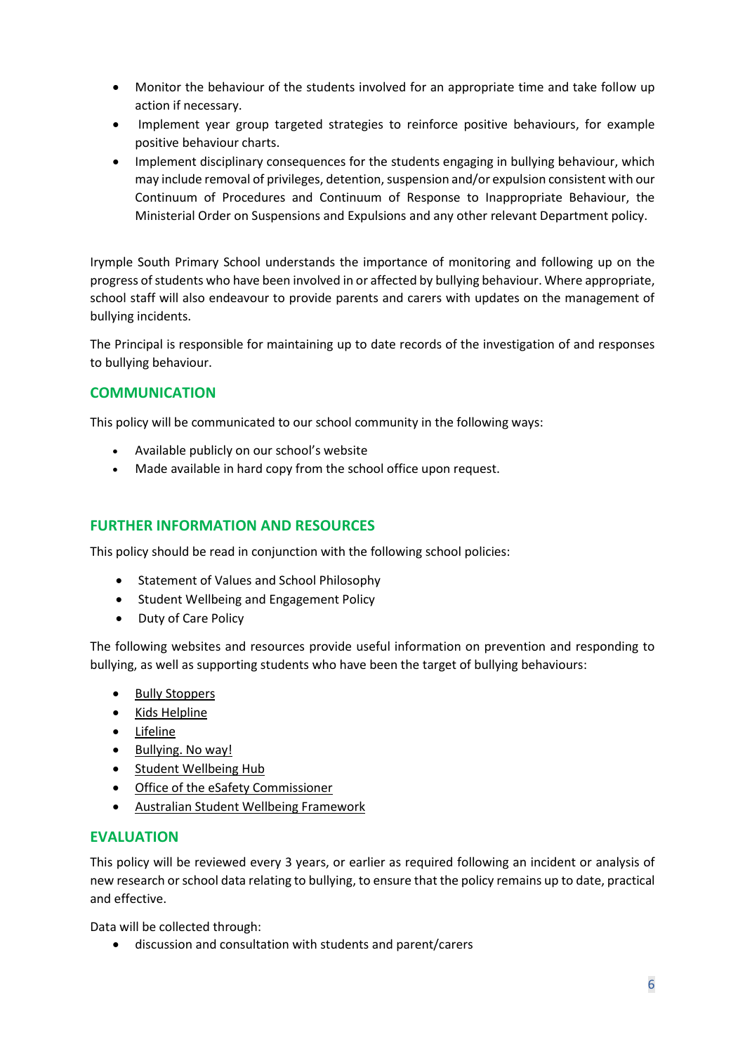- Monitor the behaviour of the students involved for an appropriate time and take follow up action if necessary.
- Implement year group targeted strategies to reinforce positive behaviours, for example positive behaviour charts.
- Implement disciplinary consequences for the students engaging in bullying behaviour, which may include removal of privileges, detention, suspension and/or expulsion consistent with our Continuum of Procedures and Continuum of Response to Inappropriate Behaviour, the Ministerial Order on Suspensions and Expulsions and any other relevant Department policy.

Irymple South Primary School understands the importance of monitoring and following up on the progress of students who have been involved in or affected by bullying behaviour. Where appropriate, school staff will also endeavour to provide parents and carers with updates on the management of bullying incidents.

The Principal is responsible for maintaining up to date records of the investigation of and responses to bullying behaviour.

## COMMUNICATION

This policy will be communicated to our school community in the following ways:

- Available publicly on our school's website
- Made available in hard copy from the school office upon request.

## FURTHER INFORMATION AND RESOURCES

This policy should be read in conjunction with the following school policies:

- Statement of Values and School Philosophy
- Student Wellbeing and Engagement Policy
- Duty of Care Policy

The following websites and resources provide useful information on prevention and responding to bullying, as well as supporting students who have been the target of bullying behaviours:

- Bully Stoppers
- Kids Helpline
- Lifeline
- Bullying. No way!
- Student Wellbeing Hub
- Office of the eSafety Commissioner
- Australian Student Wellbeing Framework

## EVALUATION

This policy will be reviewed every 3 years, or earlier as required following an incident or analysis of new research or school data relating to bullying, to ensure that the policy remains up to date, practical and effective.

Data will be collected through:

- discussion and consultation with students and parent/carers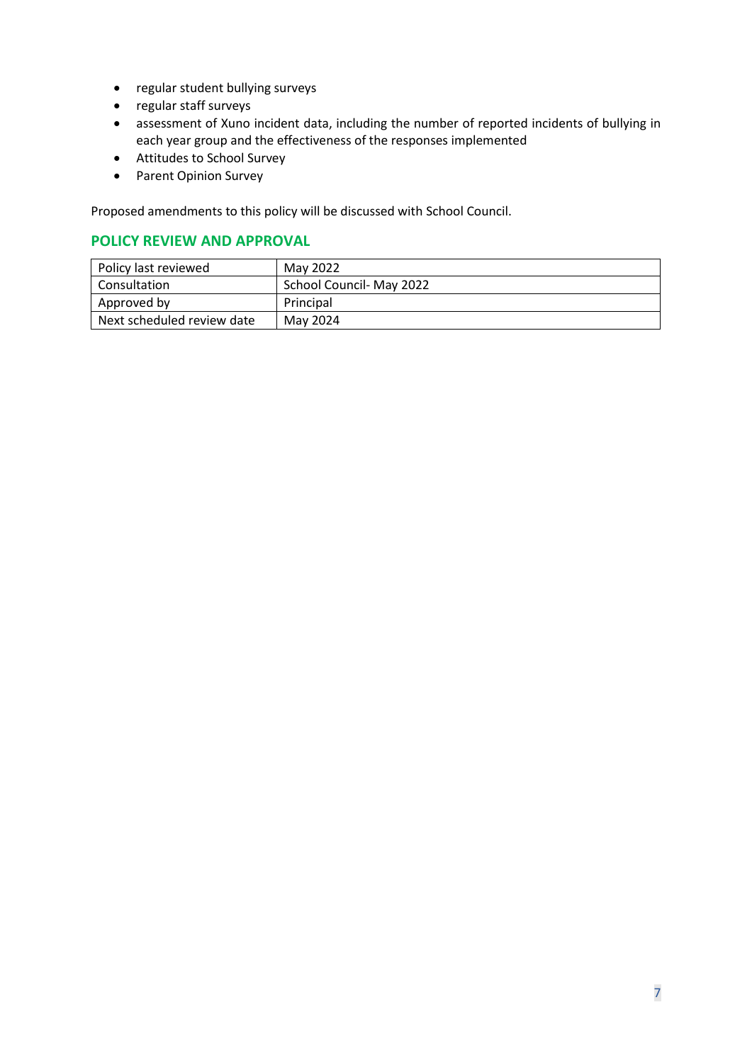- regular student bullying surveys
- regular staff surveys
- assessment of Xuno incident data, including the number of reported incidents of bullying in each year group and the effectiveness of the responses implemented
- Attitudes to School Survey
- Parent Opinion Survey

Proposed amendments to this policy will be discussed with School Council.

## POLICY REVIEW AND APPROVAL

| | |
|---|---|
| Policy last reviewed | May 2022 |
| Consultation | School Council- May 2022 |
| Approved by | Principal |
| Next scheduled review date | May 2024 |